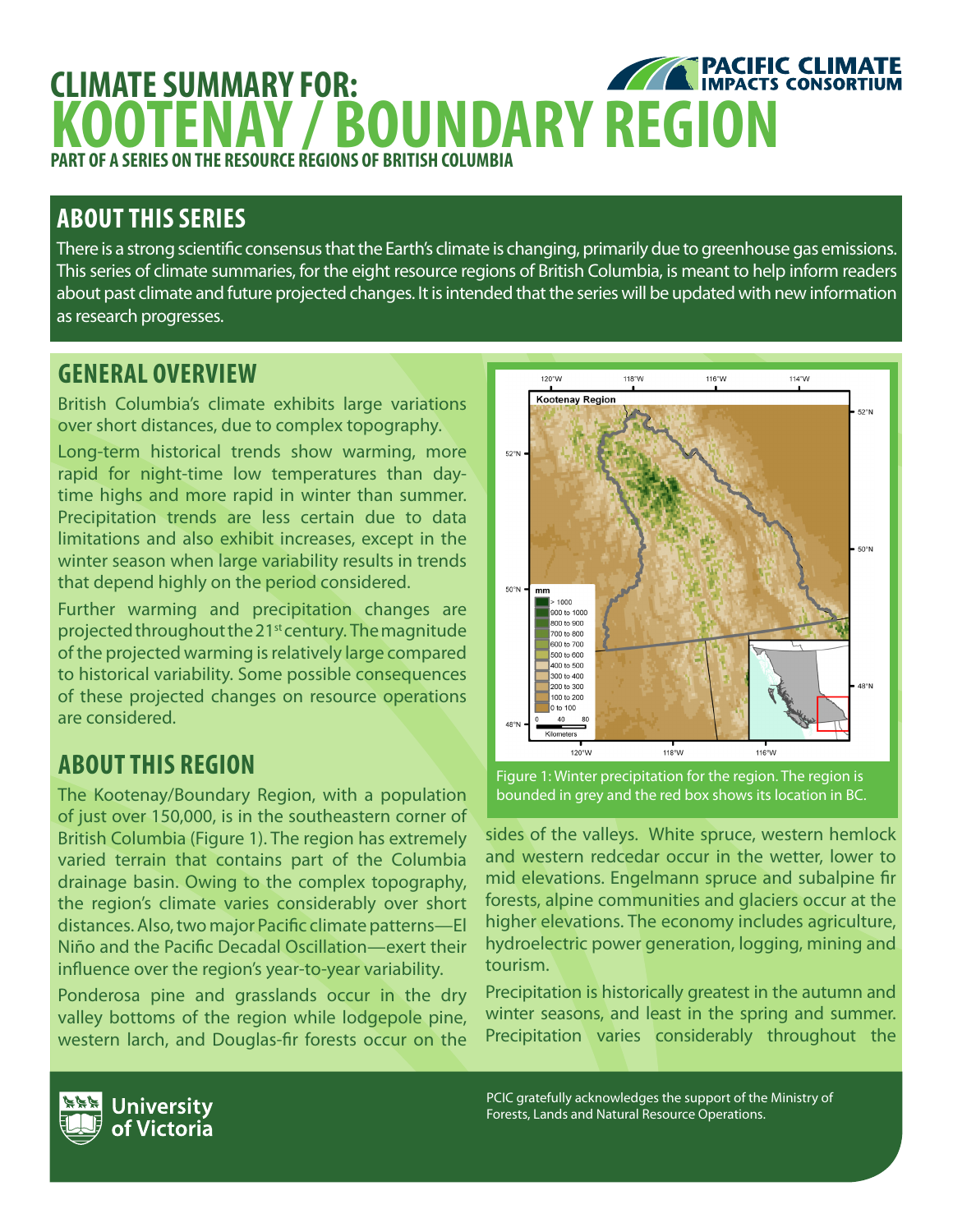# CLIMATE SUMMARY FOR:
# KOOTENAY / BOUNDARY REGION

**PART OF A SERIES ON THE RESOURCE REGIONS OF BRITISH COLUMBIA**

## ABOUT THIS SERIES

There is a strong scientific consensus that the Earth's climate is changing, primarily due to greenhouse gas emissions. This series of climate summaries, for the eight resource regions of British Columbia, is meant to help inform readers about past climate and future projected changes. It is intended that the series will be updated with new information as research progresses.

## GENERAL OVERVIEW

British Columbia's climate exhibits large variations over short distances, due to complex topography.

Long-term historical trends show warming, more rapid for night-time low temperatures than day-time highs and more rapid in winter than summer. Precipitation trends are less certain due to data limitations and also exhibit increases, except in the winter season when large variability results in trends that depend highly on the period considered.

Further warming and precipitation changes are projected throughout the 21st century. The magnitude of the projected warming is relatively large compared to historical variability. Some possible consequences of these projected changes on resource operations are considered.

## ABOUT THIS REGION

The Kootenay/Boundary Region, with a population of just over 150,000, is in the southeastern corner of British Columbia (Figure 1). The region has extremely varied terrain that contains part of the Columbia drainage basin. Owing to the complex topography, the region's climate varies considerably over short distances. Also, two major Pacific climate patterns—El Niño and the Pacific Decadal Oscillation—exert their influence over the region's year-to-year variability.

Ponderosa pine and grasslands occur in the dry valley bottoms of the region while lodgepole pine, western larch, and Douglas-fir forests occur on the sides of the valleys. White spruce, western hemlock and western redcedar occur in the wetter, lower to mid elevations. Engelmann spruce and subalpine fir forests, alpine communities and glaciers occur at the higher elevations. The economy includes agriculture, hydroelectric power generation, logging, mining and tourism.

Figure 1: Winter precipitation for the region. The region is bounded in grey and the red box shows its location in BC.

Precipitation is historically greatest in the autumn and winter seasons, and least in the spring and summer. Precipitation varies considerably throughout the

PCIC gratefully acknowledges the support of the Ministry of Forests, Lands and Natural Resource Operations.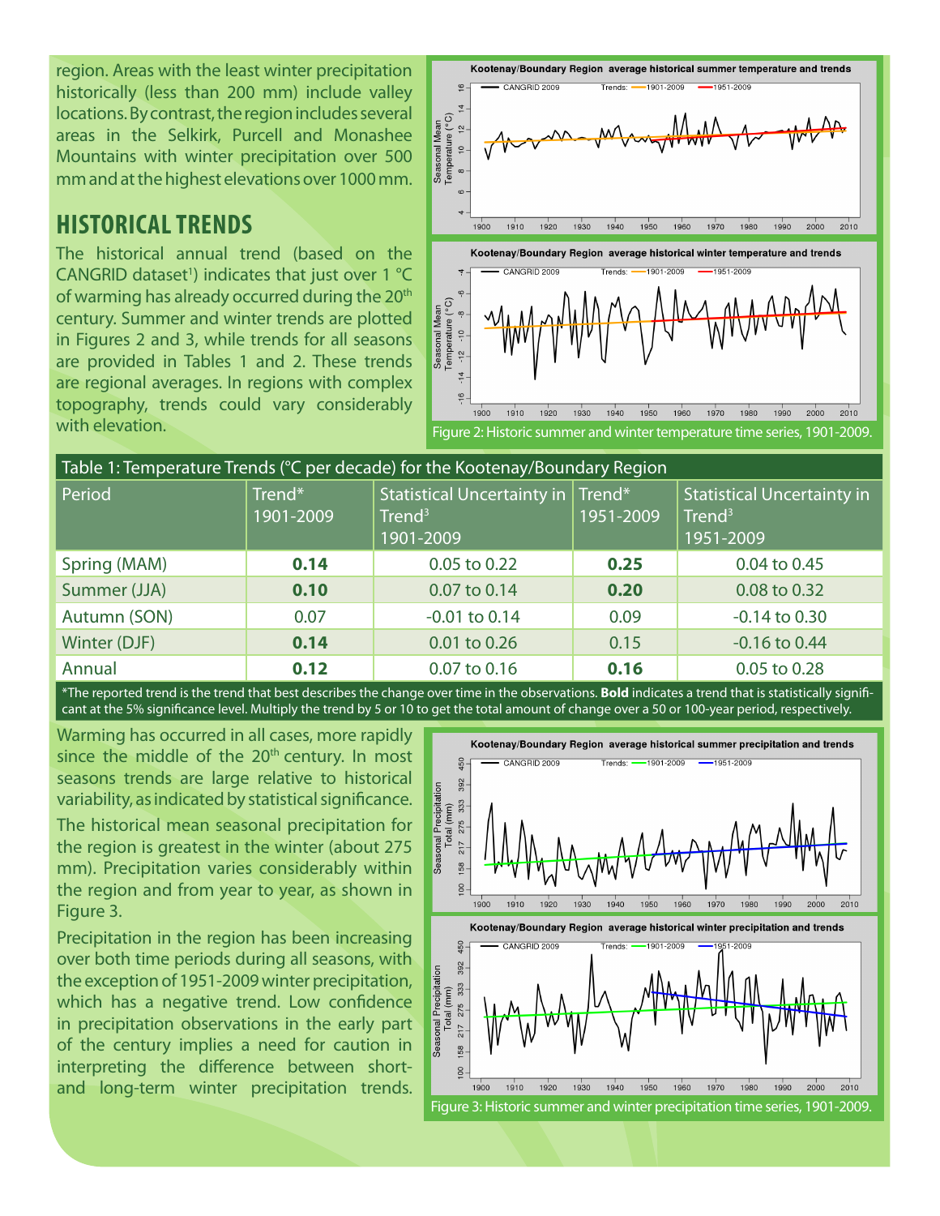region. Areas with the least winter precipitation historically (less than 200 mm) include valley locations. By contrast, the region includes several areas in the Selkirk, Purcell and Monashee Mountains with winter precipitation over 500 mm and at the highest elevations over 1000 mm.

## HISTORICAL TRENDS

The historical annual trend (based on the CANGRID dataset[1]) indicates that just over 1 °C of warming has already occurred during the 20th century. Summer and winter trends are plotted in Figures 2 and 3, while trends for all seasons are provided in Tables 1 and 2. These trends are regional averages. In regions with complex topography, trends could vary considerably with elevation.

Figure 2: Historic summer and winter temperature time series, 1901-2009.

| Table 1: Temperature Trends (°C per decade) for the Kootenay/Boundary Region | | | | |
|---|---|---|---|---|
| **Period** | **Trend* 1901-2009** | **Statistical Uncertainty in Trend[3] 1901-2009** | **Trend* 1951-2009** | **Statistical Uncertainty in Trend[3] 1951-2009** |
| Spring (MAM) | **0.14** | 0.05 to 0.22 | **0.25** | 0.04 to 0.45 |
| Summer (JJA) | **0.10** | 0.07 to 0.14 | **0.20** | 0.08 to 0.32 |
| Autumn (SON) | 0.07 | -0.01 to 0.14 | 0.09 | -0.14 to 0.30 |
| Winter (DJF) | **0.14** | 0.01 to 0.26 | 0.15 | -0.16 to 0.44 |
| Annual | **0.12** | 0.07 to 0.16 | **0.16** | 0.05 to 0.28 |

*The reported trend is the trend that best describes the change over time in the observations. **Bold** indicates a trend that is statistically significant at the 5% significance level. Multiply the trend by 5 or 10 to get the total amount of change over a 50 or 100-year period, respectively.

Warming has occurred in all cases, more rapidly since the middle of the 20th century. In most seasons trends are large relative to historical variability, as indicated by statistical significance.

The historical mean seasonal precipitation for the region is greatest in the winter (about 275 mm). Precipitation varies considerably within the region and from year to year, as shown in Figure 3.

Precipitation in the region has been increasing over both time periods during all seasons, with the exception of 1951-2009 winter precipitation, which has a negative trend. Low confidence in precipitation observations in the early part of the century implies a need for caution in interpreting the difference between short- and long-term winter precipitation trends.

Figure 3: Historic summer and winter precipitation time series, 1901-2009.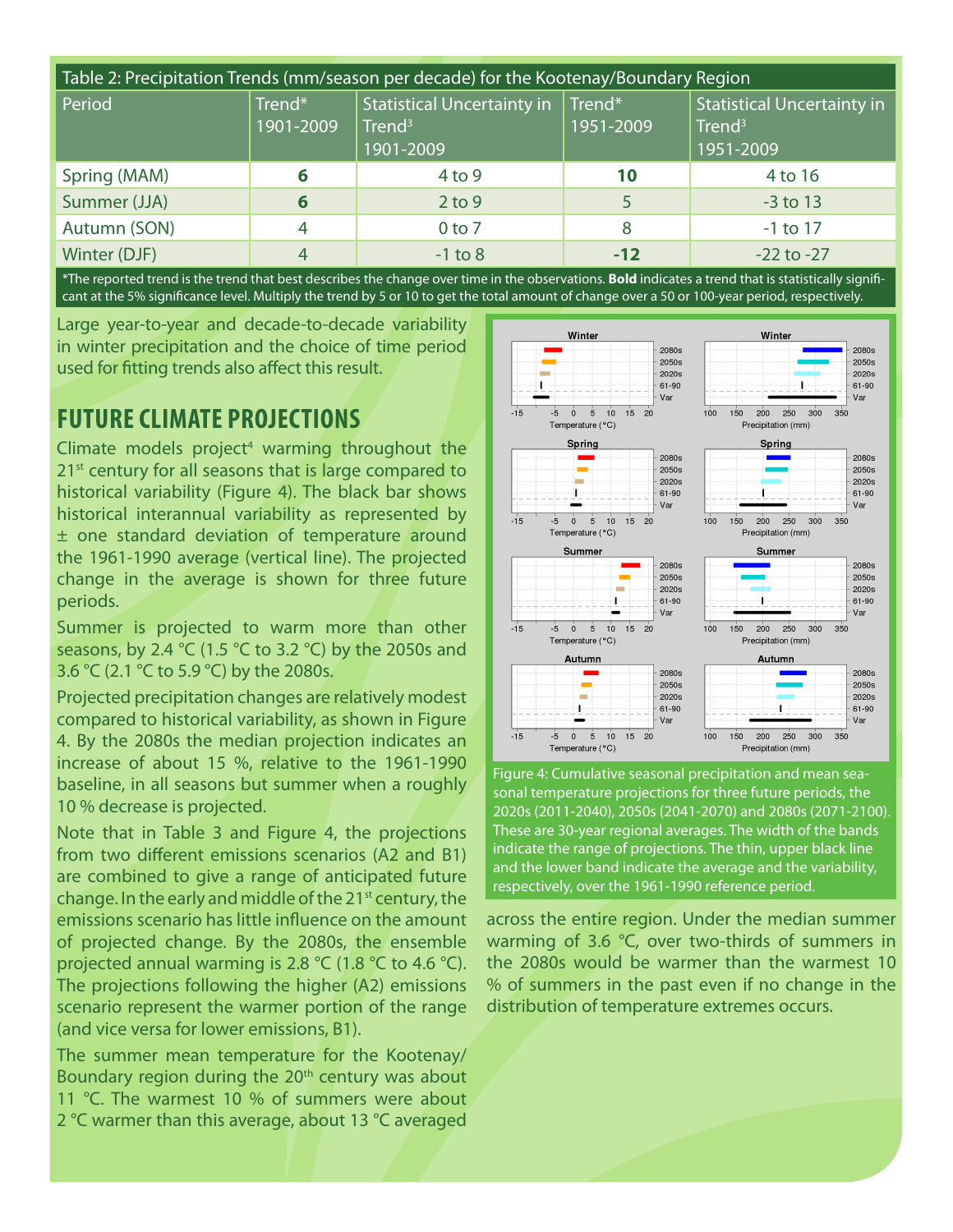| Table 2: Precipitation Trends (mm/season per decade) for the Kootenay/Boundary Region | | | | |
|---|---|---|---|---|
| Period | Trend* 1901-2009 | Statistical Uncertainty in Trend[3] 1901-2009 | Trend* 1951-2009 | Statistical Uncertainty in Trend[3] 1951-2009 |
| Spring (MAM) | **6** | 4 to 9 | **10** | 4 to 16 |
| Summer (JJA) | **6** | 2 to 9 | 5 | -3 to 13 |
| Autumn (SON) | 4 | 0 to 7 | 8 | -1 to 17 |
| Winter (DJF) | 4 | -1 to 8 | **-12** | -22 to -27 |

*The reported trend is the trend that best describes the change over time in the observations. **Bold** indicates a trend that is statistically significant at the 5% significance level. Multiply the trend by 5 or 10 to get the total amount of change over a 50 or 100-year period, respectively.

Large year-to-year and decade-to-decade variability in winter precipitation and the choice of time period used for fitting trends also affect this result.

## FUTURE CLIMATE PROJECTIONS

Climate models project[4] warming throughout the 21st century for all seasons that is large compared to historical variability (Figure 4). The black bar shows historical interannual variability as represented by ± one standard deviation of temperature around the 1961-1990 average (vertical line). The projected change in the average is shown for three future periods.

Summer is projected to warm more than other seasons, by 2.4 °C (1.5 °C to 3.2 °C) by the 2050s and 3.6 °C (2.1 °C to 5.9 °C) by the 2080s.

Projected precipitation changes are relatively modest compared to historical variability, as shown in Figure 4. By the 2080s the median projection indicates an increase of about 15 %, relative to the 1961-1990 baseline, in all seasons but summer when a roughly 10 % decrease is projected.

Note that in Table 3 and Figure 4, the projections from two different emissions scenarios (A2 and B1) are combined to give a range of anticipated future change. In the early and middle of the 21st century, the emissions scenario has little influence on the amount of projected change. By the 2080s, the ensemble projected annual warming is 2.8 °C (1.8 °C to 4.6 °C). The projections following the higher (A2) emissions scenario represent the warmer portion of the range (and vice versa for lower emissions, B1).

The summer mean temperature for the Kootenay/Boundary region during the 20th century was about 11 °C. The warmest 10 % of summers were about 2 °C warmer than this average, about 13 °C averaged across the entire region. Under the median summer warming of 3.6 °C, over two-thirds of summers in the 2080s would be warmer than the warmest 10 % of summers in the past even if no change in the distribution of temperature extremes occurs.

Figure 4: Cumulative seasonal precipitation and mean seasonal temperature projections for three future periods, the 2020s (2011-2040), 2050s (2041-2070) and 2080s (2071-2100). These are 30-year regional averages. The width of the bands indicate the range of projections. The thin, upper black line and the lower band indicate the average and the variability, respectively, over the 1961-1990 reference period.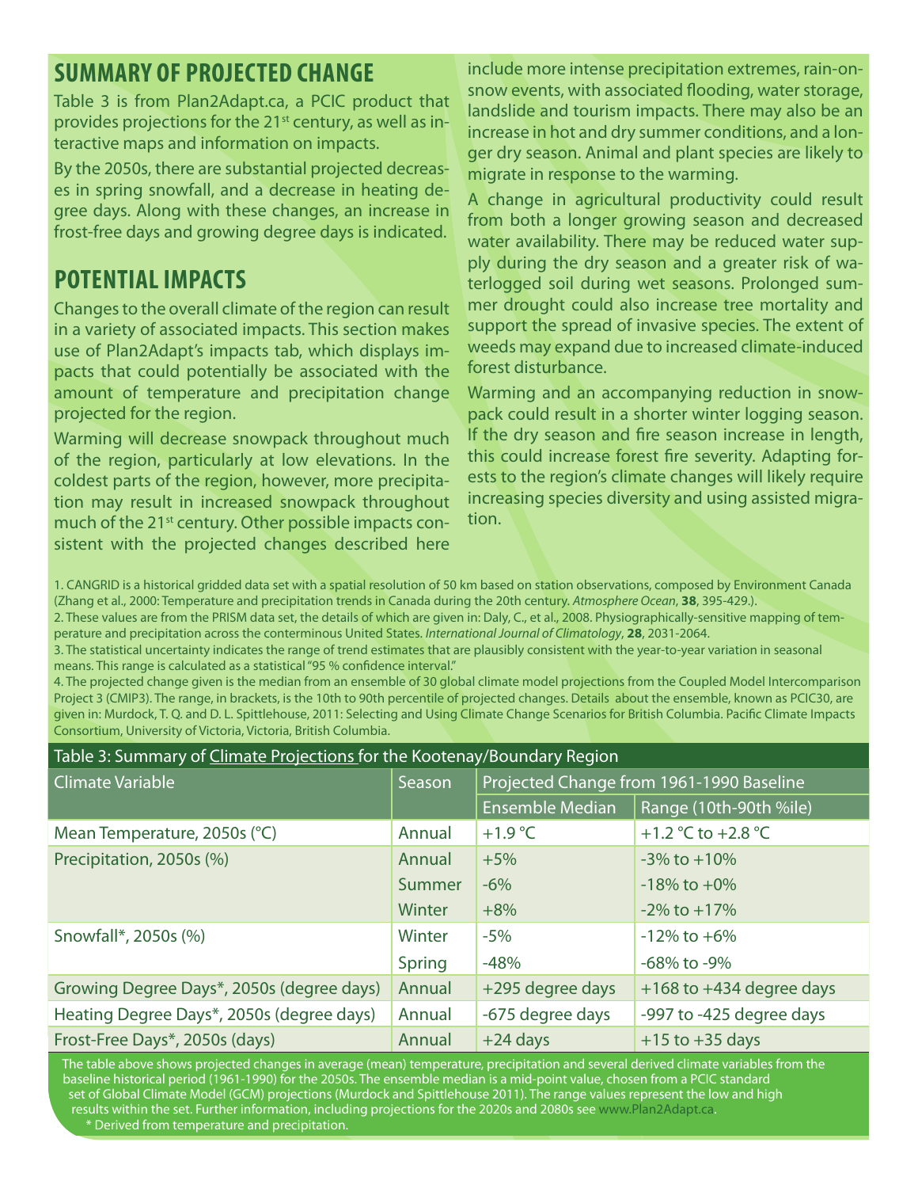## SUMMARY OF PROJECTED CHANGE

Table 3 is from Plan2Adapt.ca, a PCIC product that provides projections for the 21st century, as well as interactive maps and information on impacts.

By the 2050s, there are substantial projected decreases in spring snowfall, and a decrease in heating degree days. Along with these changes, an increase in frost-free days and growing degree days is indicated.

## POTENTIAL IMPACTS

Changes to the overall climate of the region can result in a variety of associated impacts. This section makes use of Plan2Adapt's impacts tab, which displays impacts that could potentially be associated with the amount of temperature and precipitation change projected for the region.

Warming will decrease snowpack throughout much of the region, particularly at low elevations. In the coldest parts of the region, however, more precipitation may result in increased snowpack throughout much of the 21st century. Other possible impacts consistent with the projected changes described here include more intense precipitation extremes, rain-on-snow events, with associated flooding, water storage, landslide and tourism impacts. There may also be an increase in hot and dry summer conditions, and a longer dry season. Animal and plant species are likely to migrate in response to the warming.

A change in agricultural productivity could result from both a longer growing season and decreased water availability. There may be reduced water supply during the dry season and a greater risk of waterlogged soil during wet seasons. Prolonged summer drought could also increase tree mortality and support the spread of invasive species. The extent of weeds may expand due to increased climate-induced forest disturbance.

Warming and an accompanying reduction in snowpack could result in a shorter winter logging season. If the dry season and fire season increase in length, this could increase forest fire severity. Adapting forests to the region's climate changes will likely require increasing species diversity and using assisted migration.

1. CANGRID is a historical gridded data set with a spatial resolution of 50 km based on station observations, composed by Environment Canada (Zhang et al., 2000: Temperature and precipitation trends in Canada during the 20th century. *Atmosphere Ocean*, **38**, 395-429.).

2. These values are from the PRISM data set, the details of which are given in: Daly, C., et al., 2008. Physiographically-sensitive mapping of temperature and precipitation across the conterminous United States. *International Journal of Climatology*, **28**, 2031-2064.

3. The statistical uncertainty indicates the range of trend estimates that are plausibly consistent with the year-to-year variation in seasonal means. This range is calculated as a statistical "95 % confidence interval."

4. The projected change given is the median from an ensemble of 30 global climate model projections from the Coupled Model Intercomparison Project 3 (CMIP3). The range, in brackets, is the 10th to 90th percentile of projected changes. Details about the ensemble, known as PCIC30, are given in: Murdock, T. Q. and D. L. Spittlehouse, 2011: Selecting and Using Climate Change Scenarios for British Columbia. Pacific Climate Impacts Consortium, University of Victoria, Victoria, British Columbia.

Table 3: Summary of Climate Projections for the Kootenay/Boundary Region

| Climate Variable | Season | Projected Change from 1961-1990 Baseline | |
|---|---|---|---|
| | | Ensemble Median | Range (10th-90th %ile) |
| Mean Temperature, 2050s (°C) | Annual | +1.9 °C | +1.2 °C to +2.8 °C |
| Precipitation, 2050s (%) | Annual | +5% | -3% to +10% |
| | Summer | -6% | -18% to +0% |
| | Winter | +8% | -2% to +17% |
| Snowfall*, 2050s (%) | Winter | -5% | -12% to +6% |
| | Spring | -48% | -68% to -9% |
| Growing Degree Days*, 2050s (degree days) | Annual | +295 degree days | +168 to +434 degree days |
| Heating Degree Days*, 2050s (degree days) | Annual | -675 degree days | -997 to -425 degree days |
| Frost-Free Days*, 2050s (days) | Annual | +24 days | +15 to +35 days |

The table above shows projected changes in average (mean) temperature, precipitation and several derived climate variables from the baseline historical period (1961-1990) for the 2050s. The ensemble median is a mid-point value, chosen from a PCIC standard set of Global Climate Model (GCM) projections (Murdock and Spittlehouse 2011). The range values represent the low and high results within the set. Further information, including projections for the 2020s and 2080s see www.Plan2Adapt.ca.

* Derived from temperature and precipitation.